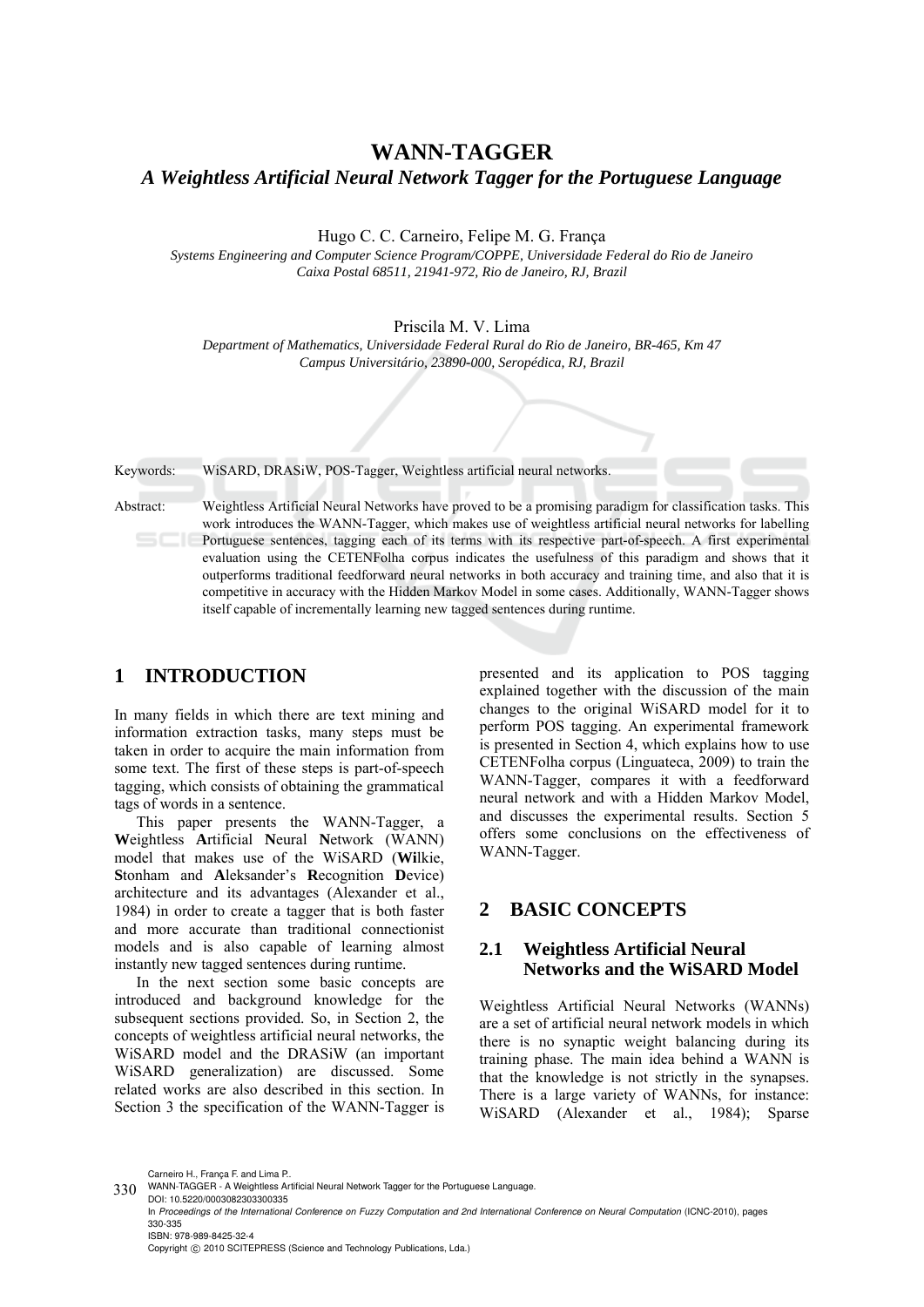# WANN-TAGGER

## *A Weightless Artificial Neural Network Tagger for the Portuguese Language*

Hugo C. C. Carneiro, Felipe M. G. França

*Systems Engineering and Computer Science Program/COPPE, Universidade Federal do Rio de Janeiro*
*Caixa Postal 68511, 21941-972, Rio de Janeiro, RJ, Brazil*

Priscila M. V. Lima

*Department of Mathematics, Universidade Federal Rural do Rio de Janeiro, BR-465, Km 47*
*Campus Universitário, 23890-000, Seropédica, RJ, Brazil*

Keywords: WiSARD, DRASiW, POS-Tagger, Weightless artificial neural networks.

Abstract: Weightless Artificial Neural Networks have proved to be a promising paradigm for classification tasks. This work introduces the WANN-Tagger, which makes use of weightless artificial neural networks for labelling Portuguese sentences, tagging each of its terms with its respective part-of-speech. A first experimental evaluation using the CETENFolha corpus indicates the usefulness of this paradigm and shows that it outperforms traditional feedforward neural networks in both accuracy and training time, and also that it is competitive in accuracy with the Hidden Markov Model in some cases. Additionally, WANN-Tagger shows itself capable of incrementally learning new tagged sentences during runtime.

## 1 INTRODUCTION

In many fields in which there are text mining and information extraction tasks, many steps must be taken in order to acquire the main information from some text. The first of these steps is part-of-speech tagging, which consists of obtaining the grammatical tags of words in a sentence.

This paper presents the WANN-Tagger, a **W**eightless **A**rtificial **N**eural **N**etwork (WANN) model that makes use of the WiSARD (**Wi**lkie, **S**tonham and **A**leksander's **R**ecognition **D**evice) architecture and its advantages (Alexander et al., 1984) in order to create a tagger that is both faster and more accurate than traditional connectionist models and is also capable of learning almost instantly new tagged sentences during runtime.

In the next section some basic concepts are introduced and background knowledge for the subsequent sections provided. So, in Section 2, the concepts of weightless artificial neural networks, the WiSARD model and the DRASiW (an important WiSARD generalization) are discussed. Some related works are also described in this section. In Section 3 the specification of the WANN-Tagger is presented and its application to POS tagging explained together with the discussion of the main changes to the original WiSARD model for it to perform POS tagging. An experimental framework is presented in Section 4, which explains how to use CETENFolha corpus (Linguateca, 2009) to train the WANN-Tagger, compares it with a feedforward neural network and with a Hidden Markov Model, and discusses the experimental results. Section 5 offers some conclusions on the effectiveness of WANN-Tagger.

## 2 BASIC CONCEPTS

### 2.1 Weightless Artificial Neural Networks and the WiSARD Model

Weightless Artificial Neural Networks (WANNs) are a set of artificial neural network models in which there is no synaptic weight balancing during its training phase. The main idea behind a WANN is that the knowledge is not strictly in the synapses. There is a large variety of WANNs, for instance: WiSARD (Alexander et al., 1984); Sparse

Carneiro H., França F. and Lima P..
WANN-TAGGER - A Weightless Artificial Neural Network Tagger for the Portuguese Language.
DOI: 10.5220/0003082303300335
In *Proceedings of the International Conference on Fuzzy Computation and 2nd International Conference on Neural Computation* (ICNC-2010), pages 330-335
ISBN: 978-989-8425-32-4
Copyright © 2010 SCITEPRESS (Science and Technology Publications, Lda.)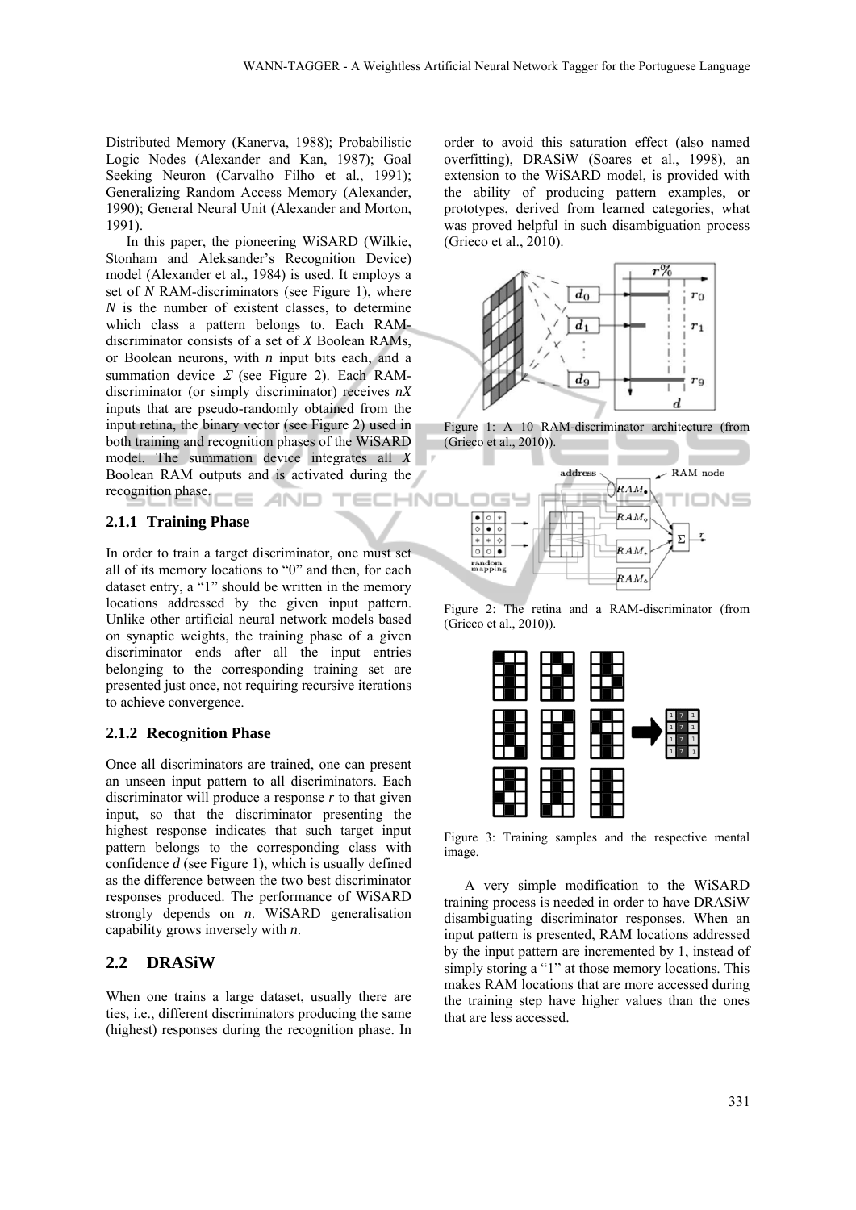Distributed Memory (Kanerva, 1988); Probabilistic Logic Nodes (Alexander and Kan, 1987); Goal Seeking Neuron (Carvalho Filho et al., 1991); Generalizing Random Access Memory (Alexander, 1990); General Neural Unit (Alexander and Morton, 1991).

In this paper, the pioneering WiSARD (Wilkie, Stonham and Aleksander's Recognition Device) model (Alexander et al., 1984) is used. It employs a set of $N$ RAM-discriminators (see Figure 1), where $N$ is the number of existent classes, to determine which class a pattern belongs to. Each RAM-discriminator consists of a set of $X$ Boolean RAMs, or Boolean neurons, with $n$ input bits each, and a summation device $\Sigma$ (see Figure 2). Each RAM-discriminator (or simply discriminator) receives $nX$ inputs that are pseudo-randomly obtained from the input retina, the binary vector (see Figure 2) used in both training and recognition phases of the WiSARD model. The summation device integrates all $X$ Boolean RAM outputs and is activated during the recognition phase.

### 2.1.1 Training Phase

In order to train a target discriminator, one must set all of its memory locations to "0" and then, for each dataset entry, a "1" should be written in the memory locations addressed by the given input pattern. Unlike other artificial neural network models based on synaptic weights, the training phase of a given discriminator ends after all the input entries belonging to the corresponding training set are presented just once, not requiring recursive iterations to achieve convergence.

### 2.1.2 Recognition Phase

Once all discriminators are trained, one can present an unseen input pattern to all discriminators. Each discriminator will produce a response $r$ to that given input, so that the discriminator presenting the highest response indicates that such target input pattern belongs to the corresponding class with confidence $d$ (see Figure 1), which is usually defined as the difference between the two best discriminator responses produced. The performance of WiSARD strongly depends on $n$. WiSARD generalisation capability grows inversely with $n$.

## 2.2 DRASiW

When one trains a large dataset, usually there are ties, i.e., different discriminators producing the same (highest) responses during the recognition phase. In order to avoid this saturation effect (also named overfitting), DRASiW (Soares et al., 1998), an extension to the WiSARD model, is provided with the ability of producing pattern examples, or prototypes, derived from learned categories, what was proved helpful in such disambiguation process (Grieco et al., 2010).

Figure 1: A 10 RAM-discriminator architecture (from (Grieco et al., 2010)).

Figure 2: The retina and a RAM-discriminator (from (Grieco et al., 2010)).

Figure 3: Training samples and the respective mental image.

A very simple modification to the WiSARD training process is needed in order to have DRASiW disambiguating discriminator responses. When an input pattern is presented, RAM locations addressed by the input pattern are incremented by 1, instead of simply storing a "1" at those memory locations. This makes RAM locations that are more accessed during the training step have higher values than the ones that are less accessed.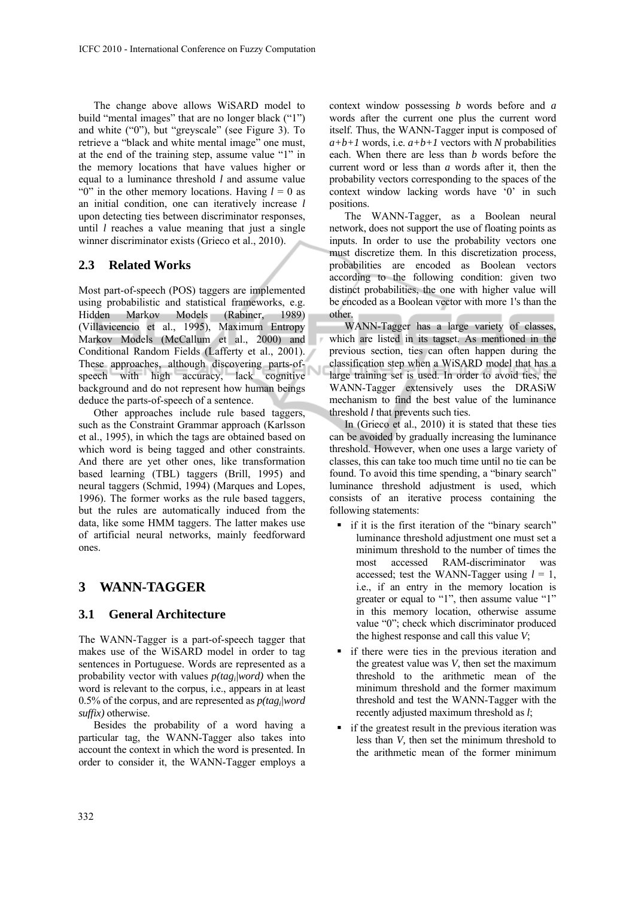The change above allows WiSARD model to build "mental images" that are no longer black ("1") and white ("0"), but "greyscale" (see Figure 3). To retrieve a "black and white mental image" one must, at the end of the training step, assume value "1" in the memory locations that have values higher or equal to a luminance threshold *l* and assume value "0" in the other memory locations. Having $l = 0$ as an initial condition, one can iteratively increase *l* upon detecting ties between discriminator responses, until *l* reaches a value meaning that just a single winner discriminator exists (Grieco et al., 2010).

## 2.3 Related Works

Most part-of-speech (POS) taggers are implemented using probabilistic and statistical frameworks, e.g. Hidden Markov Models (Rabiner, 1989) (Villavicencio et al., 1995), Maximum Entropy Markov Models (McCallum et al., 2000) and Conditional Random Fields (Lafferty et al., 2001). These approaches, although discovering parts-of-speech with high accuracy, lack cognitive background and do not represent how human beings deduce the parts-of-speech of a sentence.

Other approaches include rule based taggers, such as the Constraint Grammar approach (Karlsson et al., 1995), in which the tags are obtained based on which word is being tagged and other constraints. And there are yet other ones, like transformation based learning (TBL) taggers (Brill, 1995) and neural taggers (Schmid, 1994) (Marques and Lopes, 1996). The former works as the rule based taggers, but the rules are automatically induced from the data, like some HMM taggers. The latter makes use of artificial neural networks, mainly feedforward ones.

# 3 WANN-TAGGER

## 3.1 General Architecture

The WANN-Tagger is a part-of-speech tagger that makes use of the WiSARD model in order to tag sentences in Portuguese. Words are represented as a probability vector with values $p(tag_i|word)$ when the word is relevant to the corpus, i.e., appears in at least 0.5% of the corpus, and are represented as $p(tag_i|word\ suffix)$ otherwise.

Besides the probability of a word having a particular tag, the WANN-Tagger also takes into account the context in which the word is presented. In order to consider it, the WANN-Tagger employs a context window possessing *b* words before and *a* words after the current one plus the current word itself. Thus, the WANN-Tagger input is composed of $a+b+1$ words, i.e. $a+b+1$ vectors with *N* probabilities each. When there are less than *b* words before the current word or less than *a* words after it, then the probability vectors corresponding to the spaces of the context window lacking words have '0' in such positions.

The WANN-Tagger, as a Boolean neural network, does not support the use of floating points as inputs. In order to use the probability vectors one must discretize them. In this discretization process, probabilities are encoded as Boolean vectors according to the following condition: given two distinct probabilities, the one with higher value will be encoded as a Boolean vector with more 1's than the other.

WANN-Tagger has a large variety of classes, which are listed in its tagset. As mentioned in the previous section, ties can often happen during the classification step when a WiSARD model that has a large training set is used. In order to avoid ties, the WANN-Tagger extensively uses the DRASiW mechanism to find the best value of the luminance threshold *l* that prevents such ties.

In (Grieco et al., 2010) it is stated that these ties can be avoided by gradually increasing the luminance threshold. However, when one uses a large variety of classes, this can take too much time until no tie can be found. To avoid this time spending, a "binary search" luminance threshold adjustment is used, which consists of an iterative process containing the following statements:

- if it is the first iteration of the "binary search" luminance threshold adjustment one must set a minimum threshold to the number of times the most accessed RAM-discriminator was accessed; test the WANN-Tagger using $l = 1$, i.e., if an entry in the memory location is greater or equal to "1", then assume value "1" in this memory location, otherwise assume value "0"; check which discriminator produced the highest response and call this value *V*;
- if there were ties in the previous iteration and the greatest value was *V*, then set the maximum threshold to the arithmetic mean of the minimum threshold and the former maximum threshold and test the WANN-Tagger with the recently adjusted maximum threshold as *l*;
- if the greatest result in the previous iteration was less than *V*, then set the minimum threshold to the arithmetic mean of the former minimum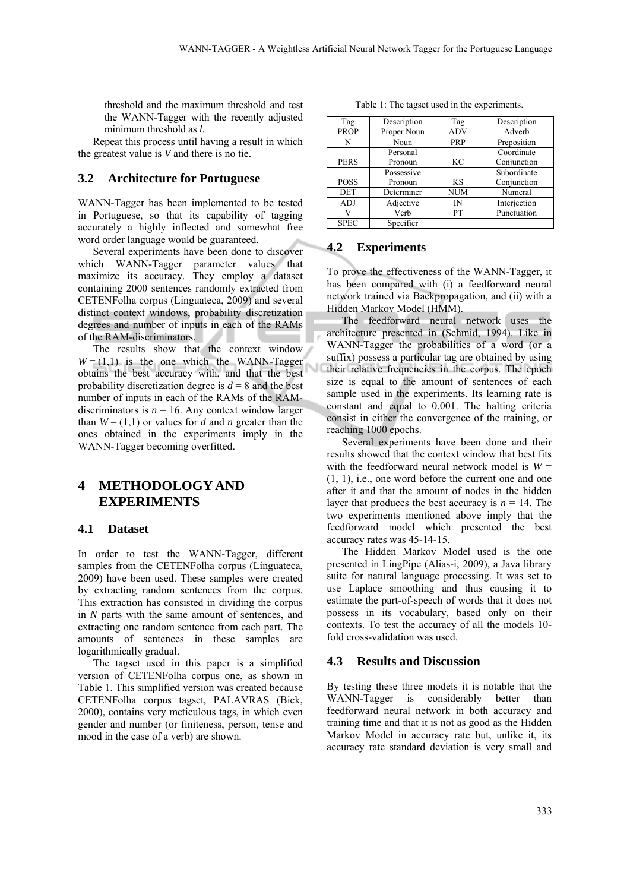threshold and the maximum threshold and test the WANN-Tagger with the recently adjusted minimum threshold as *l*.

Repeat this process until having a result in which the greatest value is *V* and there is no tie.

### 3.2 Architecture for Portuguese

WANN-Tagger has been implemented to be tested in Portuguese, so that its capability of tagging accurately a highly inflected and somewhat free word order language would be guaranteed.

Several experiments have been done to discover which WANN-Tagger parameter values that maximize its accuracy. They employ a dataset containing 2000 sentences randomly extracted from CETENFolha corpus (Linguateca, 2009) and several distinct context windows, probability discretization degrees and number of inputs in each of the RAMs of the RAM-discriminators.

The results show that the context window $W = (1,1)$ is the one which the WANN-Tagger obtains the best accuracy with, and that the best probability discretization degree is $d = 8$ and the best number of inputs in each of the RAMs of the RAM-discriminators is $n = 16$. Any context window larger than $W = (1,1)$ or values for $d$ and $n$ greater than the ones obtained in the experiments imply in the WANN-Tagger becoming overfitted.

## 4 METHODOLOGY AND EXPERIMENTS

### 4.1 Dataset

In order to test the WANN-Tagger, different samples from the CETENFolha corpus (Linguateca, 2009) have been used. These samples were created by extracting random sentences from the corpus. This extraction has consisted in dividing the corpus in *N* parts with the same amount of sentences, and extracting one random sentence from each part. The amounts of sentences in these samples are logarithmically gradual.

The tagset used in this paper is a simplified version of CETENFolha corpus one, as shown in Table 1. This simplified version was created because CETENFolha corpus tagset, PALAVRAS (Bick, 2000), contains very meticulous tags, in which even gender and number (or finiteness, person, tense and mood in the case of a verb) are shown.

Table 1: The tagset used in the experiments.

| Tag | Description | Tag | Description |
|---|---|---|---|
| PROP | Proper Noun | ADV | Adverb |
| N | Noun | PRP | Preposition |
| PERS | Personal Pronoun | KC | Coordinate Conjunction |
| POSS | Possessive Pronoun | KS | Subordinate Conjunction |
| DET | Determiner | NUM | Numeral |
| ADJ | Adjective | IN | Interjection |
| V | Verb | PT | Punctuation |
| SPEC | Specifier | | |

### 4.2 Experiments

To prove the effectiveness of the WANN-Tagger, it has been compared with (i) a feedforward neural network trained via Backpropagation, and (ii) with a Hidden Markov Model (HMM).

The feedforward neural network uses the architecture presented in (Schmid, 1994). Like in WANN-Tagger the probabilities of a word (or a suffix) possess a particular tag are obtained by using their relative frequencies in the corpus. The epoch size is equal to the amount of sentences of each sample used in the experiments. Its learning rate is constant and equal to 0.001. The halting criteria consist in either the convergence of the training, or reaching 1000 epochs.

Several experiments have been done and their results showed that the context window that best fits with the feedforward neural network model is $W = (1, 1)$, i.e., one word before the current one and one after it and that the amount of nodes in the hidden layer that produces the best accuracy is $n = 14$. The two experiments mentioned above imply that the feedforward model which presented the best accuracy rates was 45-14-15.

The Hidden Markov Model used is the one presented in LingPipe (Alias-i, 2009), a Java library suite for natural language processing. It was set to use Laplace smoothing and thus causing it to estimate the part-of-speech of words that it does not possess in its vocabulary, based only on their contexts. To test the accuracy of all the models 10-fold cross-validation was used.

### 4.3 Results and Discussion

By testing these three models it is notable that the WANN-Tagger is considerably better than feedforward neural network in both accuracy and training time and that it is not as good as the Hidden Markov Model in accuracy rate but, unlike it, its accuracy rate standard deviation is very small and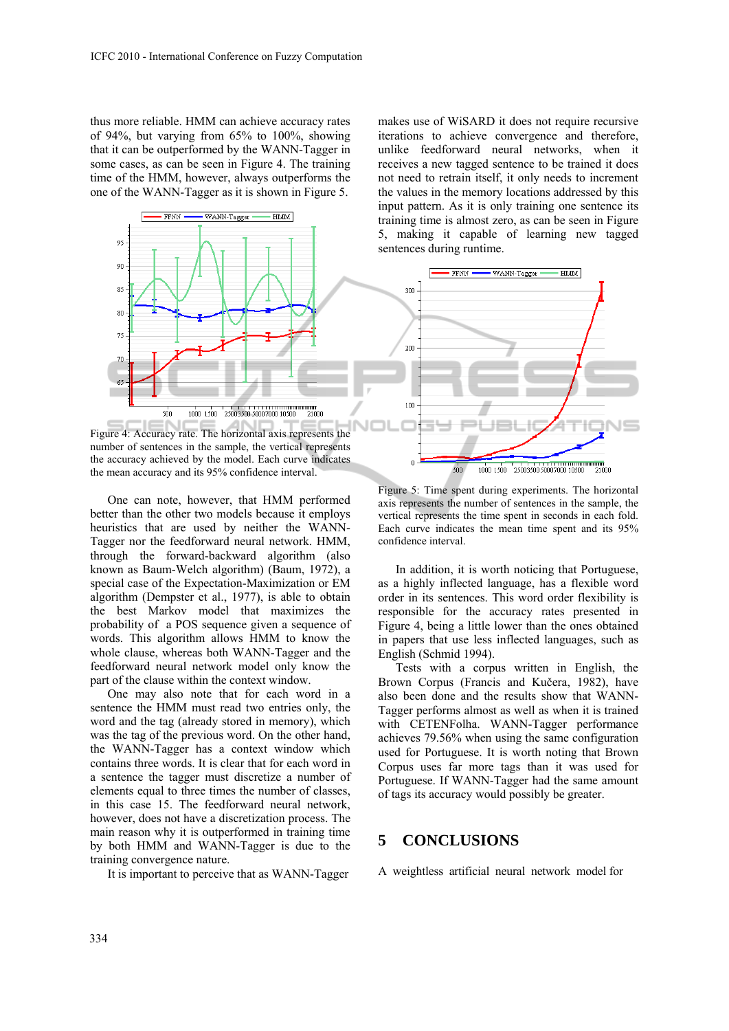thus more reliable. HMM can achieve accuracy rates of 94%, but varying from 65% to 100%, showing that it can be outperformed by the WANN-Tagger in some cases, as can be seen in Figure 4. The training time of the HMM, however, always outperforms the one of the WANN-Tagger as it is shown in Figure 5.

Figure 4: Accuracy rate. The horizontal axis represents the number of sentences in the sample, the vertical represents the accuracy achieved by the model. Each curve indicates the mean accuracy and its 95% confidence interval.

One can note, however, that HMM performed better than the other two models because it employs heuristics that are used by neither the WANN-Tagger nor the feedforward neural network. HMM, through the forward-backward algorithm (also known as Baum-Welch algorithm) (Baum, 1972), a special case of the Expectation-Maximization or EM algorithm (Dempster et al., 1977), is able to obtain the best Markov model that maximizes the probability of a POS sequence given a sequence of words. This algorithm allows HMM to know the whole clause, whereas both WANN-Tagger and the feedforward neural network model only know the part of the clause within the context window.

One may also note that for each word in a sentence the HMM must read two entries only, the word and the tag (already stored in memory), which was the tag of the previous word. On the other hand, the WANN-Tagger has a context window which contains three words. It is clear that for each word in a sentence the tagger must discretize a number of elements equal to three times the number of classes, in this case 15. The feedforward neural network, however, does not have a discretization process. The main reason why it is outperformed in training time by both HMM and WANN-Tagger is due to the training convergence nature.

It is important to perceive that as WANN-Tagger makes use of WiSARD it does not require recursive iterations to achieve convergence and therefore, unlike feedforward neural networks, when it receives a new tagged sentence to be trained it does not need to retrain itself, it only needs to increment the values in the memory locations addressed by this input pattern. As it is only training one sentence its training time is almost zero, as can be seen in Figure 5, making it capable of learning new tagged sentences during runtime.

Figure 5: Time spent during experiments. The horizontal axis represents the number of sentences in the sample, the vertical represents the time spent in seconds in each fold. Each curve indicates the mean time spent and its 95% confidence interval.

In addition, it is worth noticing that Portuguese, as a highly inflected language, has a flexible word order in its sentences. This word order flexibility is responsible for the accuracy rates presented in Figure 4, being a little lower than the ones obtained in papers that use less inflected languages, such as English (Schmid 1994).

Tests with a corpus written in English, the Brown Corpus (Francis and Kučera, 1982), have also been done and the results show that WANN-Tagger performs almost as well as when it is trained with CETENFolha. WANN-Tagger performance achieves 79.56% when using the same configuration used for Portuguese. It is worth noting that Brown Corpus uses far more tags than it was used for Portuguese. If WANN-Tagger had the same amount of tags its accuracy would possibly be greater.

## 5 CONCLUSIONS

A weightless artificial neural network model for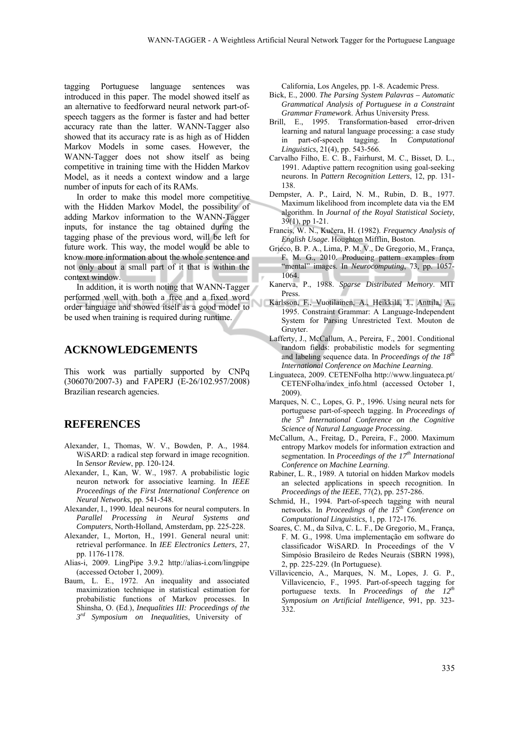tagging Portuguese language sentences was introduced in this paper. The model showed itself as an alternative to feedforward neural network part-of-speech taggers as the former is faster and had better accuracy rate than the latter. WANN-Tagger also showed that its accuracy rate is as high as of Hidden Markov Models in some cases. However, the WANN-Tagger does not show itself as being competitive in training time with the Hidden Markov Model, as it needs a context window and a large number of inputs for each of its RAMs.

In order to make this model more competitive with the Hidden Markov Model, the possibility of adding Markov information to the WANN-Tagger inputs, for instance the tag obtained during the tagging phase of the previous word, will be left for future work. This way, the model would be able to know more information about the whole sentence and not only about a small part of it that is within the context window.

In addition, it is worth noting that WANN-Tagger performed well with both a free and a fixed word order language and showed itself as a good model to be used when training is required during runtime.

## ACKNOWLEDGEMENTS

This work was partially supported by CNPq (306070/2007-3) and FAPERJ (E-26/102.957/2008) Brazilian research agencies.

## REFERENCES

Alexander, I., Thomas, W. V., Bowden, P. A., 1984. WiSARD: a radical step forward in image recognition. In *Sensor Review*, pp. 120-124.

Alexander, I., Kan, W. W., 1987. A probabilistic logic neuron network for associative learning. In *IEEE Proceedings of the First International Conference on Neural Networks*, pp. 541-548.

Alexander, I., 1990. Ideal neurons for neural computers. In *Parallel Processing in Neural Systems and Computers*, North-Holland, Amsterdam, pp. 225-228.

Alexander, I., Morton, H., 1991. General neural unit: retrieval performance. In *IEE Electronics Letters*, 27, pp. 1176-1178.

Alias-i, 2009. LingPipe 3.9.2 http://alias-i.com/lingpipe (accessed October 1, 2009).

Baum, L. E., 1972. An inequality and associated maximization technique in statistical estimation for probabilistic functions of Markov processes. In Shinsha, O. (Ed.), *Inequalities III: Proceedings of the 3rd Symposium on Inequalities*, University of California, Los Angeles, pp. 1-8. Academic Press.

Bick, E., 2000. *The Parsing System Palavras – Automatic Grammatical Analysis of Portuguese in a Constraint Grammar Framework*. Århus University Press.

Brill, E., 1995. Transformation-based error-driven learning and natural language processing: a case study in part-of-speech tagging. In *Computational Linguistics*, 21(4), pp. 543-566.

Carvalho Filho, E. C. B., Fairhurst, M. C., Bisset, D. L., 1991. Adaptive pattern recognition using goal-seeking neurons. In *Pattern Recognition Letters*, 12, pp. 131-138.

Dempster, A. P., Laird, N. M., Rubin, D. B., 1977. Maximum likelihood from incomplete data via the EM algorithm. In *Journal of the Royal Statistical Society*, 39(1), pp 1-21.

Francis, W. N., Kučera, H. (1982). *Frequency Analysis of English Usage*. Houghton Mifflin, Boston.

Grieco, B. P. A., Lima, P. M. V., De Gregorio, M., França, F. M. G., 2010. Producing pattern examples from "mental" images. In *Neurocomputing*, 73, pp. 1057-1064.

Kanerva, P., 1988. *Sparse Distributed Memory*. MIT Press.

Karlsson, F., Vuotilainen, A., Heikkilä, J., Anttila, A., 1995. Constraint Grammar: A Language-Independent System for Parsing Unrestricted Text. Mouton de Gruyter.

Lafferty, J., McCallum, A., Pereira, F., 2001. Conditional random fields: probabilistic models for segmenting and labeling sequence data. In *Proceedings of the 18th International Conference on Machine Learning*.

Linguateca, 2009. CETENFolha http://www.linguateca.pt/CETENFolha/index_info.html (accessed October 1, 2009).

Marques, N. C., Lopes, G. P., 1996. Using neural nets for portuguese part-of-speech tagging. In *Proceedings of the 5th International Conference on the Cognitive Science of Natural Language Processing*.

McCallum, A., Freitag, D., Pereira, F., 2000. Maximum entropy Markov models for information extraction and segmentation. In *Proceedings of the 17th International Conference on Machine Learning*.

Rabiner, L. R., 1989. A tutorial on hidden Markov models an selected applications in speech recognition. In *Proceedings of the IEEE*, 77(2), pp. 257-286.

Schmid, H., 1994. Part-of-speech tagging with neural networks. In *Proceedings of the 15th Conference on Computational Linguistics*, 1, pp. 172-176.

Soares, C. M., da Silva, C. L. F., De Gregorio, M., França, F. M. G., 1998. Uma implementação em software do classificador WiSARD. In Proceedings of the V Simpósio Brasileiro de Redes Neurais (SBRN 1998), 2, pp. 225-229. (In Portuguese).

Villavicencio, A., Marques, N. M., Lopes, J. G. P., Villavicencio, F., 1995. Part-of-speech tagging for portuguese texts. In *Proceedings of the 12th Symposium on Artificial Intelligence*, 991, pp. 323-332.